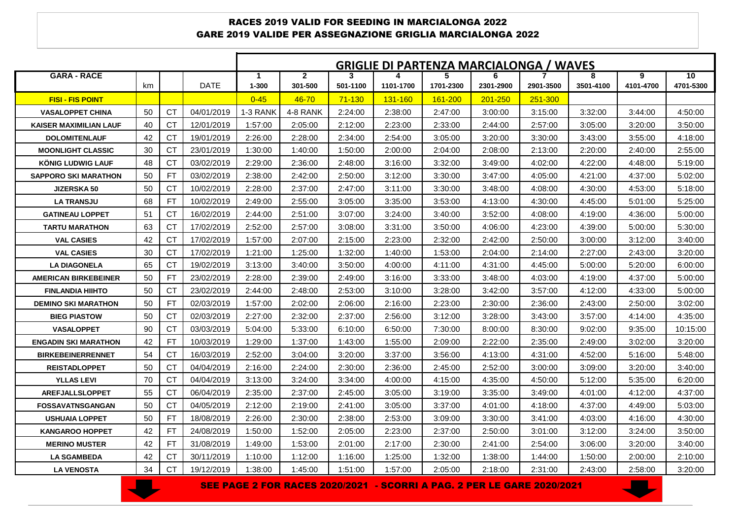**RACES 2019 VALID FOR SEEDING IN MARCIALONGA 2022**
**GARE 2019 VALIDE PER ASSEGNAZIONE GRIGLIA MARCIALONGA 2022**

| GARA - RACE | km | | DATE | GRIGLIE DI PARTENZA MARCIALONGA / WAVES | | | | | | | | | |
|---|---|---|---|---|---|---|---|---|---|---|---|---|---|
| | | | | 1<br>1-300 | 2<br>301-500 | 3<br>501-1100 | 4<br>1101-1700 | 5<br>1701-2300 | 6<br>2301-2900 | 7<br>2901-3500 | 8<br>3501-4100 | 9<br>4101-4700 | 10<br>4701-5300 |
| FISI - FIS POINT | | | | 0-45 | 46-70 | 71-130 | 131-160 | 161-200 | 201-250 | 251-300 | | | |
| VASALOPPET CHINA | 50 | CT | 04/01/2019 | 1-3 RANK | 4-8 RANK | 2:24:00 | 2:38:00 | 2:47:00 | 3:00:00 | 3:15:00 | 3:32:00 | 3:44:00 | 4:50:00 |
| KAISER MAXIMILIAN LAUF | 40 | CT | 12/01/2019 | 1:57:00 | 2:05:00 | 2:12:00 | 2:23:00 | 2:33:00 | 2:44:00 | 2:57:00 | 3:05:00 | 3:20:00 | 3:50:00 |
| DOLOMITENLAUF | 42 | CT | 19/01/2019 | 2:26:00 | 2:28:00 | 2:34:00 | 2:54:00 | 3:05:00 | 3:20:00 | 3:30:00 | 3:43:00 | 3:55:00 | 4:18:00 |
| MOONLIGHT CLASSIC | 30 | CT | 23/01/2019 | 1:30:00 | 1:40:00 | 1:50:00 | 2:00:00 | 2:04:00 | 2:08:00 | 2:13:00 | 2:20:00 | 2:40:00 | 2:55:00 |
| KÖNIG LUDWIG LAUF | 48 | CT | 03/02/2019 | 2:29:00 | 2:36:00 | 2:48:00 | 3:16:00 | 3:32:00 | 3:49:00 | 4:02:00 | 4:22:00 | 4:48:00 | 5:19:00 |
| SAPPORO SKI MARATHON | 50 | FT | 03/02/2019 | 2:38:00 | 2:42:00 | 2:50:00 | 3:12:00 | 3:30:00 | 3:47:00 | 4:05:00 | 4:21:00 | 4:37:00 | 5:02:00 |
| JIZERSKA 50 | 50 | CT | 10/02/2019 | 2:28:00 | 2:37:00 | 2:47:00 | 3:11:00 | 3:30:00 | 3:48:00 | 4:08:00 | 4:30:00 | 4:53:00 | 5:18:00 |
| LA TRANSJU | 68 | FT | 10/02/2019 | 2:49:00 | 2:55:00 | 3:05:00 | 3:35:00 | 3:53:00 | 4:13:00 | 4:30:00 | 4:45:00 | 5:01:00 | 5:25:00 |
| GATINEAU LOPPET | 51 | CT | 16/02/2019 | 2:44:00 | 2:51:00 | 3:07:00 | 3:24:00 | 3:40:00 | 3:52:00 | 4:08:00 | 4:19:00 | 4:36:00 | 5:00:00 |
| TARTU MARATHON | 63 | CT | 17/02/2019 | 2:52:00 | 2:57:00 | 3:08:00 | 3:31:00 | 3:50:00 | 4:06:00 | 4:23:00 | 4:39:00 | 5:00:00 | 5:30:00 |
| VAL CASIES | 42 | CT | 17/02/2019 | 1:57:00 | 2:07:00 | 2:15:00 | 2:23:00 | 2:32:00 | 2:42:00 | 2:50:00 | 3:00:00 | 3:12:00 | 3:40:00 |
| VAL CASIES | 30 | CT | 17/02/2019 | 1:21:00 | 1:25:00 | 1:32:00 | 1:40:00 | 1:53:00 | 2:04:00 | 2:14:00 | 2:27:00 | 2:43:00 | 3:20:00 |
| LA DIAGONELA | 65 | CT | 19/02/2019 | 3:13:00 | 3:40:00 | 3:50:00 | 4:00:00 | 4:11:00 | 4:31:00 | 4:45:00 | 5:00:00 | 5:20:00 | 6:00:00 |
| AMERICAN BIRKEBEINER | 50 | FT | 23/02/2019 | 2:28:00 | 2:39:00 | 2:49:00 | 3:16:00 | 3:33:00 | 3:48:00 | 4:03:00 | 4:19:00 | 4:37:00 | 5:00:00 |
| FINLANDIA HIIHTO | 50 | CT | 23/02/2019 | 2:44:00 | 2:48:00 | 2:53:00 | 3:10:00 | 3:28:00 | 3:42:00 | 3:57:00 | 4:12:00 | 4:33:00 | 5:00:00 |
| DEMINO SKI MARATHON | 50 | FT | 02/03/2019 | 1:57:00 | 2:02:00 | 2:06:00 | 2:16:00 | 2:23:00 | 2:30:00 | 2:36:00 | 2:43:00 | 2:50:00 | 3:02:00 |
| BIEG PIASTOW | 50 | CT | 02/03/2019 | 2:27:00 | 2:32:00 | 2:37:00 | 2:56:00 | 3:12:00 | 3:28:00 | 3:43:00 | 3:57:00 | 4:14:00 | 4:35:00 |
| VASALOPPET | 90 | CT | 03/03/2019 | 5:04:00 | 5:33:00 | 6:10:00 | 6:50:00 | 7:30:00 | 8:00:00 | 8:30:00 | 9:02:00 | 9:35:00 | 10:15:00 |
| ENGADIN SKI MARATHON | 42 | FT | 10/03/2019 | 1:29:00 | 1:37:00 | 1:43:00 | 1:55:00 | 2:09:00 | 2:22:00 | 2:35:00 | 2:49:00 | 3:02:00 | 3:20:00 |
| BIRKEBEINERRENNET | 54 | CT | 16/03/2019 | 2:52:00 | 3:04:00 | 3:20:00 | 3:37:00 | 3:56:00 | 4:13:00 | 4:31:00 | 4:52:00 | 5:16:00 | 5:48:00 |
| REISTADLOPPET | 50 | CT | 04/04/2019 | 2:16:00 | 2:24:00 | 2:30:00 | 2:36:00 | 2:45:00 | 2:52:00 | 3:00:00 | 3:09:00 | 3:20:00 | 3:40:00 |
| YLLAS LEVI | 70 | CT | 04/04/2019 | 3:13:00 | 3:24:00 | 3:34:00 | 4:00:00 | 4:15:00 | 4:35:00 | 4:50:00 | 5:12:00 | 5:35:00 | 6:20:00 |
| AREFJALLSLOPPET | 55 | CT | 06/04/2019 | 2:35:00 | 2:37:00 | 2:45:00 | 3:05:00 | 3:19:00 | 3:35:00 | 3:49:00 | 4:01:00 | 4:12:00 | 4:37:00 |
| FOSSAVATNSGANGAN | 50 | CT | 04/05/2019 | 2:12:00 | 2:19:00 | 2:41:00 | 3:05:00 | 3:37:00 | 4:01:00 | 4:18:00 | 4:37:00 | 4:49:00 | 5:03:00 |
| USHUAIA LOPPET | 50 | FT | 18/08/2019 | 2:26:00 | 2:30:00 | 2:38:00 | 2:53:00 | 3:09:00 | 3:30:00 | 3:41:00 | 4:03:00 | 4:16:00 | 4:30:00 |
| KANGAROO HOPPET | 42 | FT | 24/08/2019 | 1:50:00 | 1:52:00 | 2:05:00 | 2:23:00 | 2:37:00 | 2:50:00 | 3:01:00 | 3:12:00 | 3:24:00 | 3:50:00 |
| MERINO MUSTER | 42 | FT | 31/08/2019 | 1:49:00 | 1:53:00 | 2:01:00 | 2:17:00 | 2:30:00 | 2:41:00 | 2:54:00 | 3:06:00 | 3:20:00 | 3:40:00 |
| LA SGAMBEDA | 42 | CT | 30/11/2019 | 1:10:00 | 1:12:00 | 1:16:00 | 1:25:00 | 1:32:00 | 1:38:00 | 1:44:00 | 1:50:00 | 2:00:00 | 2:10:00 |
| LA VENOSTA | 34 | CT | 19/12/2019 | 1:38:00 | 1:45:00 | 1:51:00 | 1:57:00 | 2:05:00 | 2:18:00 | 2:31:00 | 2:43:00 | 2:58:00 | 3:20:00 |

**SEE PAGE 2 FOR RACES 2020/2021 - SCORRI A PAG. 2 PER LE GARE 2020/2021**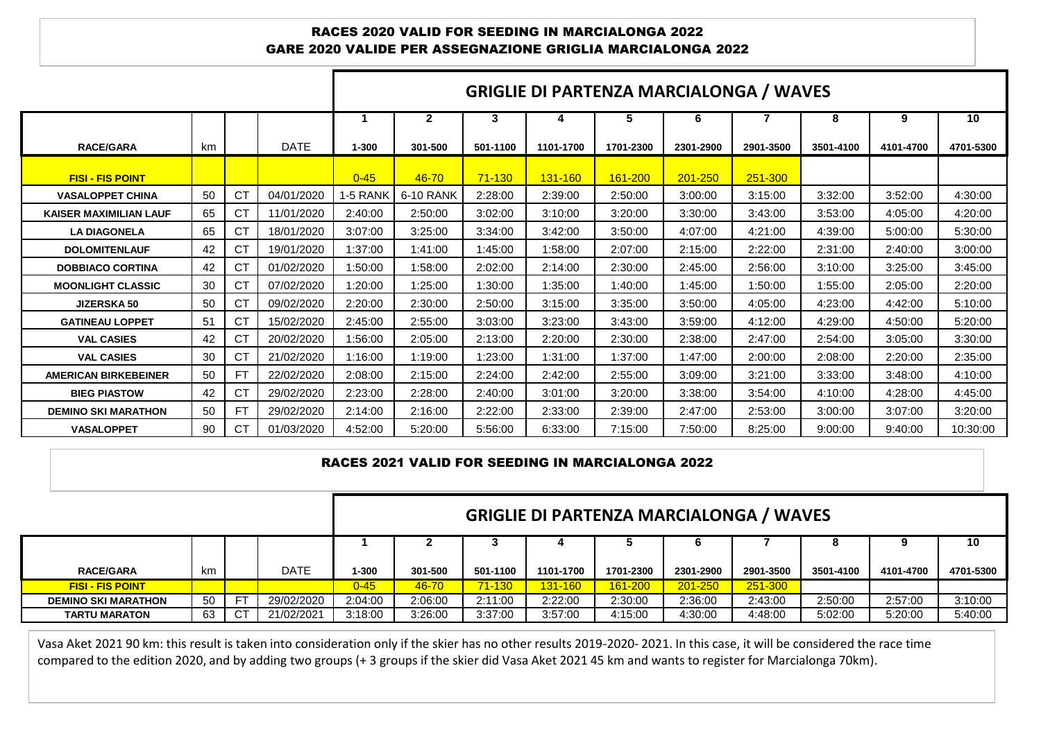## RACES 2020 VALID FOR SEEDING IN MARCIALONGA 2022
## GARE 2020 VALIDE PER ASSEGNAZIONE GRIGLIA MARCIALONGA 2022

| | | | | GRIGLIE DI PARTENZA MARCIALONGA / WAVES | | | | | | | | | |
|---|---|---|---|---|---|---|---|---|---|---|---|---|---|
| | | | | 1 | 2 | 3 | 4 | 5 | 6 | 7 | 8 | 9 | 10 |
| RACE/GARA | km | | DATE | 1-300 | 301-500 | 501-1100 | 1101-1700 | 1701-2300 | 2301-2900 | 2901-3500 | 3501-4100 | 4101-4700 | 4701-5300 |
| FISI - FIS POINT | | | | 0-45 | 46-70 | 71-130 | 131-160 | 161-200 | 201-250 | 251-300 | | | |
| VASALOPPET CHINA | 50 | CT | 04/01/2020 | 1-5 RANK | 6-10 RANK | 2:28:00 | 2:39:00 | 2:50:00 | 3:00:00 | 3:15:00 | 3:32:00 | 3:52:00 | 4:30:00 |
| KAISER MAXIMILIAN LAUF | 65 | CT | 11/01/2020 | 2:40:00 | 2:50:00 | 3:02:00 | 3:10:00 | 3:20:00 | 3:30:00 | 3:43:00 | 3:53:00 | 4:05:00 | 4:20:00 |
| LA DIAGONELA | 65 | CT | 18/01/2020 | 3:07:00 | 3:25:00 | 3:34:00 | 3:42:00 | 3:50:00 | 4:07:00 | 4:21:00 | 4:39:00 | 5:00:00 | 5:30:00 |
| DOLOMITENLAUF | 42 | CT | 19/01/2020 | 1:37:00 | 1:41:00 | 1:45:00 | 1:58:00 | 2:07:00 | 2:15:00 | 2:22:00 | 2:31:00 | 2:40:00 | 3:00:00 |
| DOBBIACO CORTINA | 42 | CT | 01/02/2020 | 1:50:00 | 1:58:00 | 2:02:00 | 2:14:00 | 2:30:00 | 2:45:00 | 2:56:00 | 3:10:00 | 3:25:00 | 3:45:00 |
| MOONLIGHT CLASSIC | 30 | CT | 07/02/2020 | 1:20:00 | 1:25:00 | 1:30:00 | 1:35:00 | 1:40:00 | 1:45:00 | 1:50:00 | 1:55:00 | 2:05:00 | 2:20:00 |
| JIZERSKA 50 | 50 | CT | 09/02/2020 | 2:20:00 | 2:30:00 | 2:50:00 | 3:15:00 | 3:35:00 | 3:50:00 | 4:05:00 | 4:23:00 | 4:42:00 | 5:10:00 |
| GATINEAU LOPPET | 51 | CT | 15/02/2020 | 2:45:00 | 2:55:00 | 3:03:00 | 3:23:00 | 3:43:00 | 3:59:00 | 4:12:00 | 4:29:00 | 4:50:00 | 5:20:00 |
| VAL CASIES | 42 | CT | 20/02/2020 | 1:56:00 | 2:05:00 | 2:13:00 | 2:20:00 | 2:30:00 | 2:38:00 | 2:47:00 | 2:54:00 | 3:05:00 | 3:30:00 |
| VAL CASIES | 30 | CT | 21/02/2020 | 1:16:00 | 1:19:00 | 1:23:00 | 1:31:00 | 1:37:00 | 1:47:00 | 2:00:00 | 2:08:00 | 2:20:00 | 2:35:00 |
| AMERICAN BIRKEBEINER | 50 | FT | 22/02/2020 | 2:08:00 | 2:15:00 | 2:24:00 | 2:42:00 | 2:55:00 | 3:09:00 | 3:21:00 | 3:33:00 | 3:48:00 | 4:10:00 |
| BIEG PIASTOW | 42 | CT | 29/02/2020 | 2:23:00 | 2:28:00 | 2:40:00 | 3:01:00 | 3:20:00 | 3:38:00 | 3:54:00 | 4:10:00 | 4:28:00 | 4:45:00 |
| DEMINO SKI MARATHON | 50 | FT | 29/02/2020 | 2:14:00 | 2:16:00 | 2:22:00 | 2:33:00 | 2:39:00 | 2:47:00 | 2:53:00 | 3:00:00 | 3:07:00 | 3:20:00 |
| VASALOPPET | 90 | CT | 01/03/2020 | 4:52:00 | 5:20:00 | 5:56:00 | 6:33:00 | 7:15:00 | 7:50:00 | 8:25:00 | 9:00:00 | 9:40:00 | 10:30:00 |

## RACES 2021 VALID FOR SEEDING IN MARCIALONGA 2022

| | | | | GRIGLIE DI PARTENZA MARCIALONGA / WAVES | | | | | | | | | |
|---|---|---|---|---|---|---|---|---|---|---|---|---|---|
| | | | | 1 | 2 | 3 | 4 | 5 | 6 | 7 | 8 | 9 | 10 |
| RACE/GARA | km | | DATE | 1-300 | 301-500 | 501-1100 | 1101-1700 | 1701-2300 | 2301-2900 | 2901-3500 | 3501-4100 | 4101-4700 | 4701-5300 |
| FISI - FIS POINT | | | | 0-45 | 46-70 | 71-130 | 131-160 | 161-200 | 201-250 | 251-300 | | | |
| DEMINO SKI MARATHON | 50 | FT | 29/02/2020 | 2:04:00 | 2:06:00 | 2:11:00 | 2:22:00 | 2:30:00 | 2:36:00 | 2:43:00 | 2:50:00 | 2:57:00 | 3:10:00 |
| TARTU MARATON | 63 | CT | 21/02/2021 | 3:18:00 | 3:26:00 | 3:37:00 | 3:57:00 | 4:15:00 | 4:30:00 | 4:48:00 | 5:02:00 | 5:20:00 | 5:40:00 |

Vasa Aket 2021 90 km: this result is taken into consideration only if the skier has no other results 2019-2020- 2021. In this case, it will be considered the race time compared to the edition 2020, and by adding two groups (+ 3 groups if the skier did Vasa Aket 2021 45 km and wants to register for Marcialonga 70km).